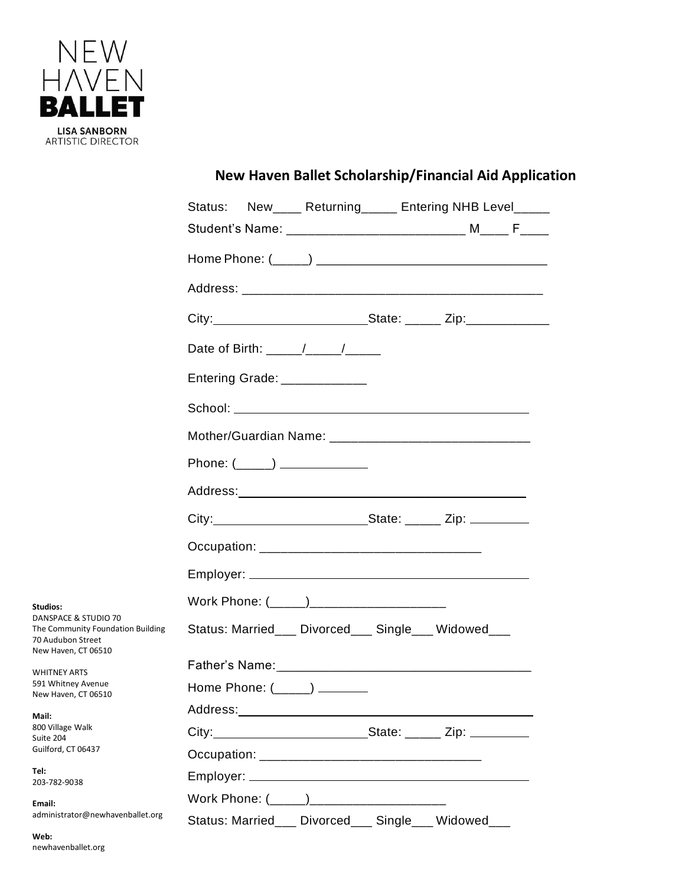NEW HAVEN **BALLET**

**LISA SANBORN**
ARTISTIC DIRECTOR

## New Haven Ballet Scholarship/Financial Aid Application

Status: New____ Returning_____ Entering NHB Level_____

Student's Name: ________________________ M____ F____

Home Phone: (_____) ________________________________

Address: __________________________________________

City:______________________State: _____ Zip:___________

Date of Birth: _____/_____/_____

Entering Grade: ____________

School: ________________________________________

Mother/Guardian Name: ____________________________

Phone: (_____) ____________

Address:________________________________________

City:______________________State: _____ Zip: _________

Occupation: ______________________________

Employer: _______________________________________

Work Phone: (_____)___________________

Status: Married___ Divorced___ Single___ Widowed___

Father's Name:____________________________________

Home Phone: (_____) _______

Address:__________________________________________

City:______________________State: _____ Zip: _________

Occupation: ______________________________

Employer: ________________________________________

Work Phone: (_____)___________________

Status: Married___ Divorced___ Single___ Widowed___

**Studios:**
DANSPACE & STUDIO 70
The Community Foundation Building
70 Audubon Street
New Haven, CT 06510

WHITNEY ARTS
591 Whitney Avenue
New Haven, CT 06510

**Mail:**
800 Village Walk
Suite 204
Guilford, CT 06437

**Tel:**
203-782-9038

**Email:**
administrator@newhavenballet.org

**Web:**
newhavenballet.org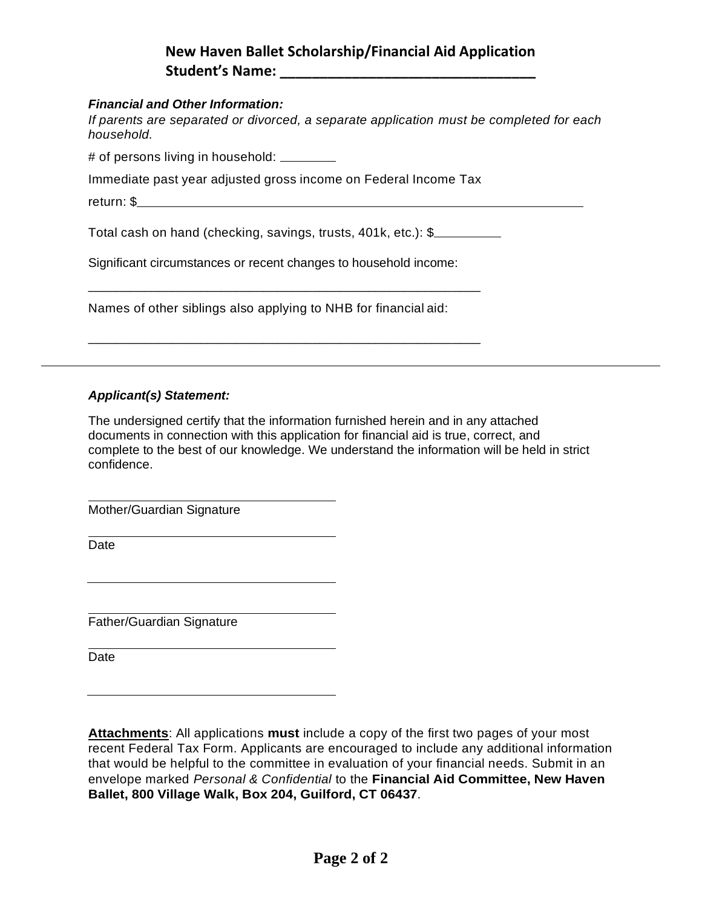**New Haven Ballet Scholarship/Financial Aid Application**
**Student's Name: ________________________________**

***Financial and Other Information:***

*If parents are separated or divorced, a separate application must be completed for each household.*

# of persons living in household: ________

Immediate past year adjusted gross income on Federal Income Tax return: $______________________________________________________________

Total cash on hand (checking, savings, trusts, 401k, etc.): $__________

Significant circumstances or recent changes to household income:

_________________________________________________________

Names of other siblings also applying to NHB for financial aid:

_________________________________________________________

---

***Applicant(s) Statement:***

The undersigned certify that the information furnished herein and in any attached documents in connection with this application for financial aid is true, correct, and complete to the best of our knowledge. We understand the information will be held in strict confidence.

____________________________________
Mother/Guardian Signature

____________________________________
Date

____________________________________

____________________________________
Father/Guardian Signature

____________________________________
Date

____________________________________

**Attachments**: All applications **must** include a copy of the first two pages of your most recent Federal Tax Form. Applicants are encouraged to include any additional information that would be helpful to the committee in evaluation of your financial needs. Submit in an envelope marked *Personal & Confidential* to the **Financial Aid Committee, New Haven Ballet, 800 Village Walk, Box 204, Guilford, CT 06437**.